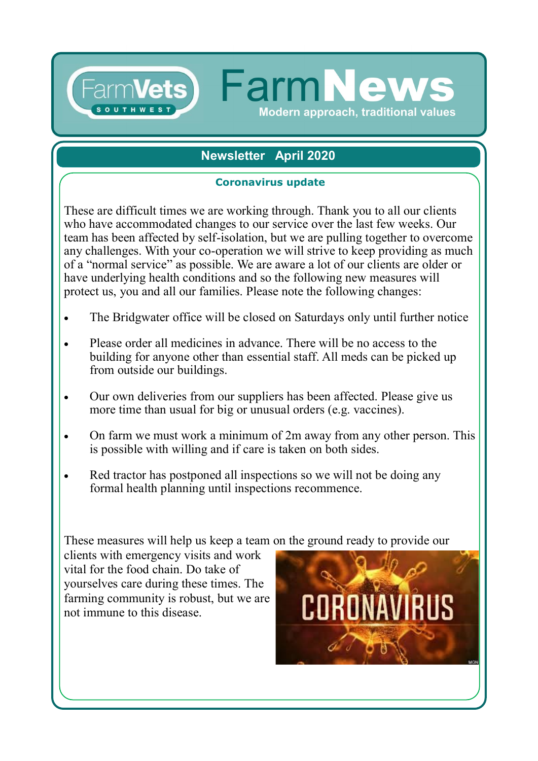FarmVets SOUTHWEST

# FarmNews

Modern approach, traditional values

## Newsletter April 2020

### Coronavirus update

These are difficult times we are working through. Thank you to all our clients who have accommodated changes to our service over the last few weeks. Our team has been affected by self-isolation, but we are pulling together to overcome any challenges. With your co-operation we will strive to keep providing as much of a "normal service" as possible. We are aware a lot of our clients are older or have underlying health conditions and so the following new measures will protect us, you and all our families. Please note the following changes:

- The Bridgwater office will be closed on Saturdays only until further notice
- Please order all medicines in advance. There will be no access to the building for anyone other than essential staff. All meds can be picked up from outside our buildings.
- Our own deliveries from our suppliers has been affected. Please give us more time than usual for big or unusual orders (e.g. vaccines).
- On farm we must work a minimum of 2m away from any other person. This is possible with willing and if care is taken on both sides.
- Red tractor has postponed all inspections so we will not be doing any formal health planning until inspections recommence.

These measures will help us keep a team on the ground ready to provide our clients with emergency visits and work vital for the food chain. Do take of yourselves care during these times. The farming community is robust, but we are not immune to this disease.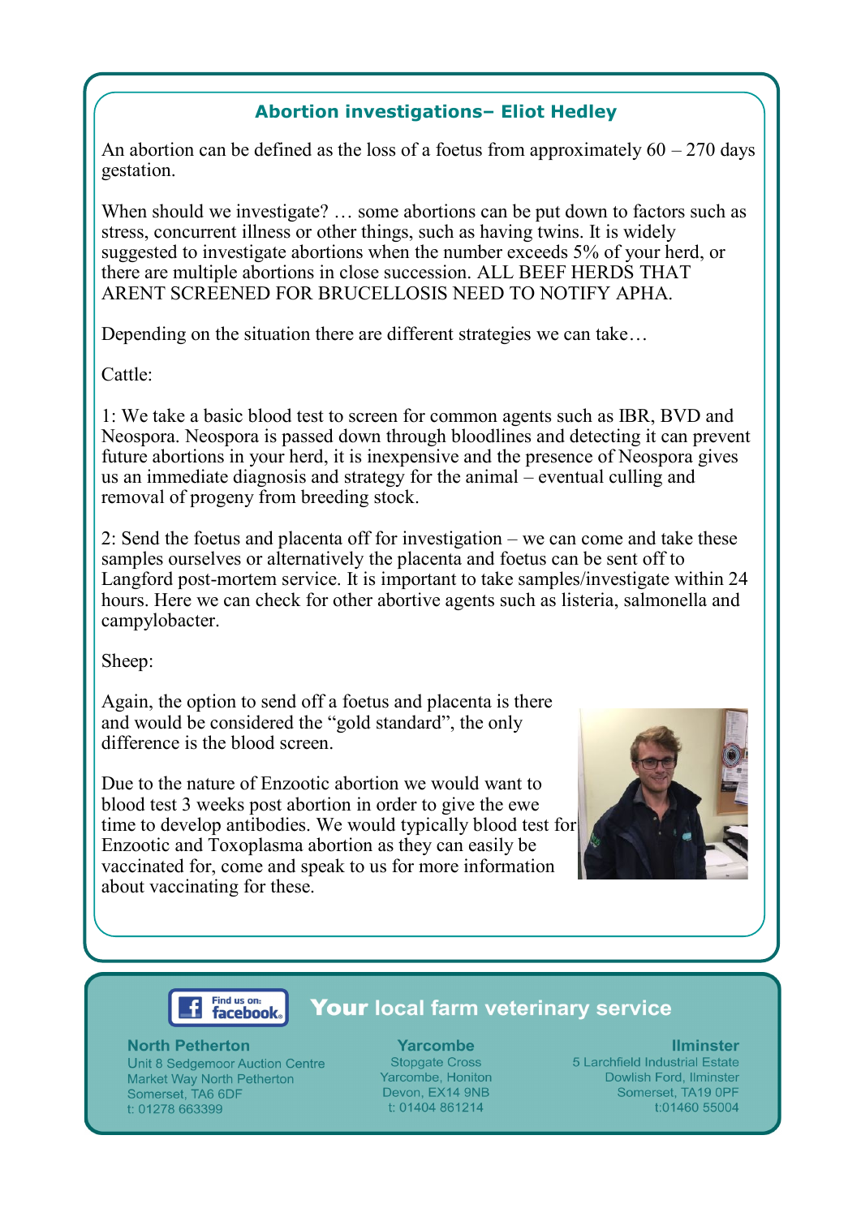## Abortion investigations– Eliot Hedley

An abortion can be defined as the loss of a foetus from approximately 60 – 270 days gestation.

When should we investigate? … some abortions can be put down to factors such as stress, concurrent illness or other things, such as having twins. It is widely suggested to investigate abortions when the number exceeds 5% of your herd, or there are multiple abortions in close succession. ALL BEEF HERDS THAT ARENT SCREENED FOR BRUCELLOSIS NEED TO NOTIFY APHA.

Depending on the situation there are different strategies we can take…

Cattle:

1: We take a basic blood test to screen for common agents such as IBR, BVD and Neospora. Neospora is passed down through bloodlines and detecting it can prevent future abortions in your herd, it is inexpensive and the presence of Neospora gives us an immediate diagnosis and strategy for the animal – eventual culling and removal of progeny from breeding stock.

2: Send the foetus and placenta off for investigation – we can come and take these samples ourselves or alternatively the placenta and foetus can be sent off to Langford post-mortem service. It is important to take samples/investigate within 24 hours. Here we can check for other abortive agents such as listeria, salmonella and campylobacter.

Sheep:

Again, the option to send off a foetus and placenta is there and would be considered the "gold standard", the only difference is the blood screen.

Due to the nature of Enzootic abortion we would want to blood test 3 weeks post abortion in order to give the ewe time to develop antibodies. We would typically blood test for Enzootic and Toxoplasma abortion as they can easily be vaccinated for, come and speak to us for more information about vaccinating for these.

Find us on: facebook

**Your local farm veterinary service**

**North Petherton**
Unit 8 Sedgemoor Auction Centre
Market Way North Petherton
Somerset, TA6 6DF
t: 01278 663399

**Yarcombe**
Stopgate Cross
Yarcombe, Honiton
Devon, EX14 9NB
t: 01404 861214

**Ilminster**
5 Larchfield Industrial Estate
Dowlish Ford, Ilminster
Somerset, TA19 0PF
t:01460 55004